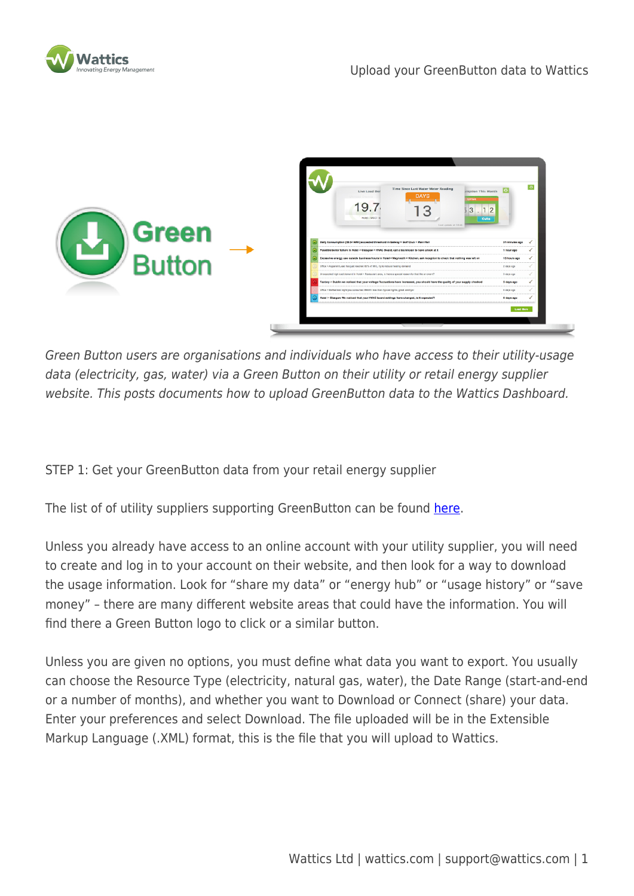# Upload your GreenButton data to Wattics

*Green Button users are organisations and individuals who have access to their utility-usage data (electricity, gas, water) via a Green Button on their utility or retail energy supplier website. This posts documents how to upload GreenButton data to the Wattics Dashboard.*

STEP 1: Get your GreenButton data from your retail energy supplier

The list of of utility suppliers supporting GreenButton can be found here.

Unless you already have access to an online account with your utility supplier, you will need to create and log in to your account on their website, and then look for a way to download the usage information. Look for "share my data" or "energy hub" or "usage history" or "save money" – there are many different website areas that could have the information. You will find there a Green Button logo to click or a similar button.

Unless you are given no options, you must define what data you want to export. You usually can choose the Resource Type (electricity, natural gas, water), the Date Range (start-and-end or a number of months), and whether you want to Download or Connect (share) your data. Enter your preferences and select Download. The file uploaded will be in the Extensible Markup Language (.XML) format, this is the file that you will upload to Wattics.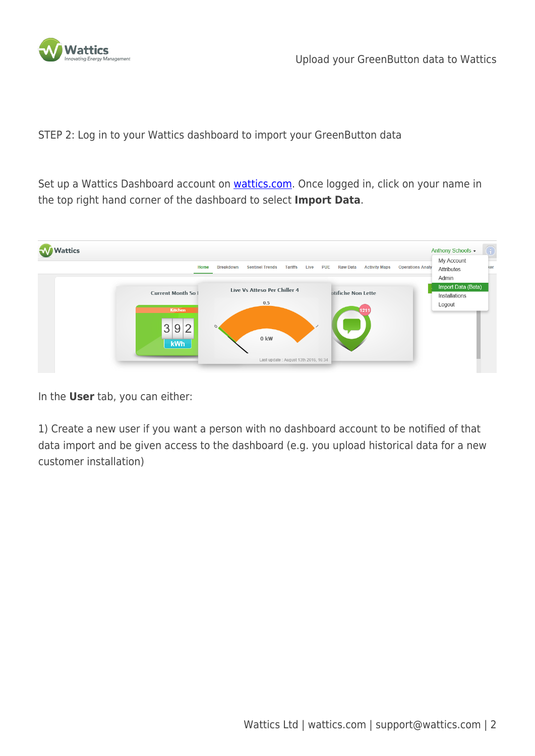STEP 2: Log in to your Wattics dashboard to import your GreenButton data

Set up a Wattics Dashboard account on [wattics.com](wattics.com). Once logged in, click on your name in the top right hand corner of the dashboard to select **Import Data**.

In the **User** tab, you can either:

1) Create a new user if you want a person with no dashboard account to be notified of that data import and be given access to the dashboard (e.g. you upload historical data for a new customer installation)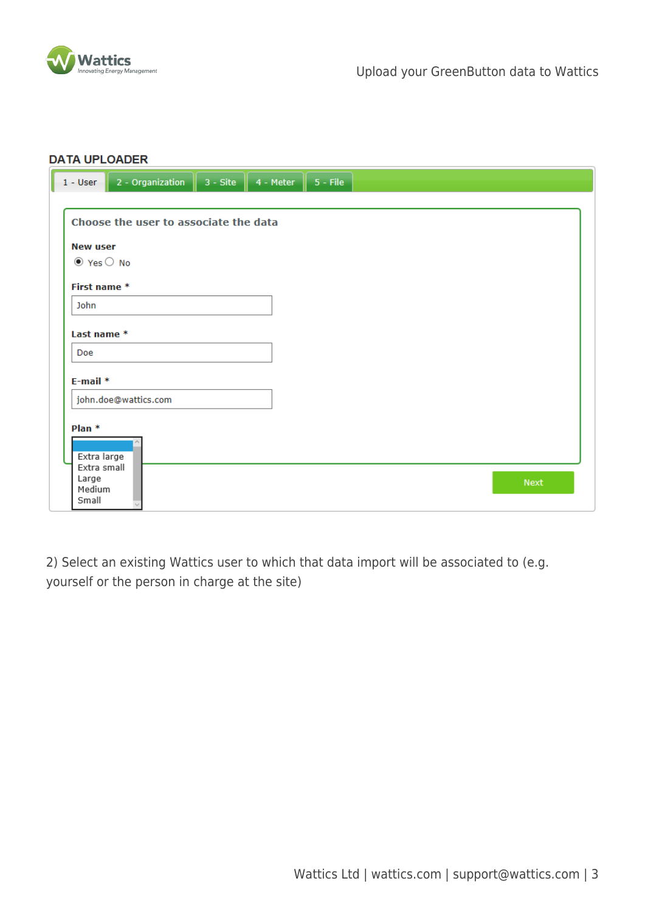DATA UPLOADER

1 - User | 2 - Organization | 3 - Site | 4 - Meter | 5 - File

Choose the user to associate the data

**New user**

Yes No

**First name** *

John

**Last name** *

Doe

**E-mail** *

john.doe@wattics.com

**Plan** *

Extra large
Extra small
Large
Medium
Small

Next

2) Select an existing Wattics user to which that data import will be associated to (e.g. yourself or the person in charge at the site)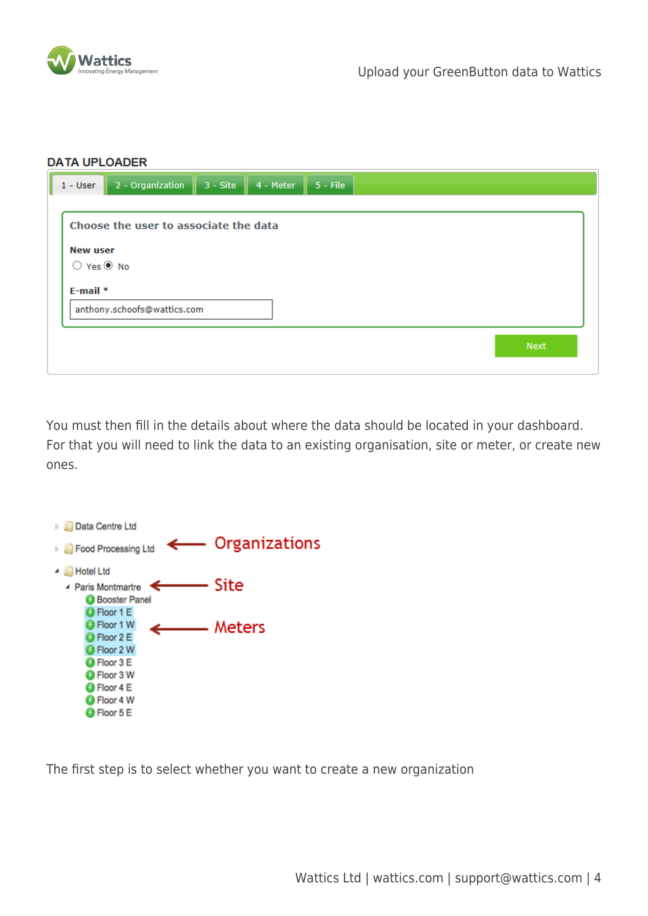DATA UPLOADER

1 - User | 2 - Organization | 3 - Site | 4 - Meter | 5 - File

Choose the user to associate the data

New user

○ Yes ◉ No

E-mail *

anthony.schoofs@wattics.com

Next

You must then fill in the details about where the data should be located in your dashboard. For that you will need to link the data to an existing organisation, site or meter, or create new ones.

- Data Centre Ltd
- Food Processing Ltd ← Organizations
- Hotel Ltd
  - Paris Montmartre ← Site
    - Booster Panel
    - Floor 1 E
    - Floor 1 W ← Meters
    - Floor 2 E
    - Floor 2 W
    - Floor 3 E
    - Floor 3 W
    - Floor 4 E
    - Floor 4 W
    - Floor 5 E

The first step is to select whether you want to create a new organization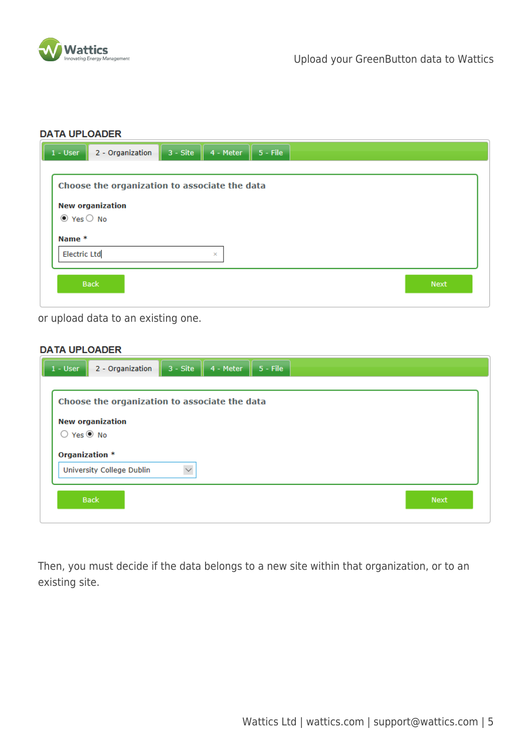**DATA UPLOADER**

1 - User | 2 - Organization | 3 - Site | 4 - Meter | 5 - File

**Choose the organization to associate the data**

**New organization**

(•) Yes ( ) No

**Name ***

Electric Ltd

Back | Next

or upload data to an existing one.

**DATA UPLOADER**

1 - User | 2 - Organization | 3 - Site | 4 - Meter | 5 - File

**Choose the organization to associate the data**

**New organization**

( ) Yes (•) No

**Organization ***

University College Dublin

Back | Next

Then, you must decide if the data belongs to a new site within that organization, or to an existing site.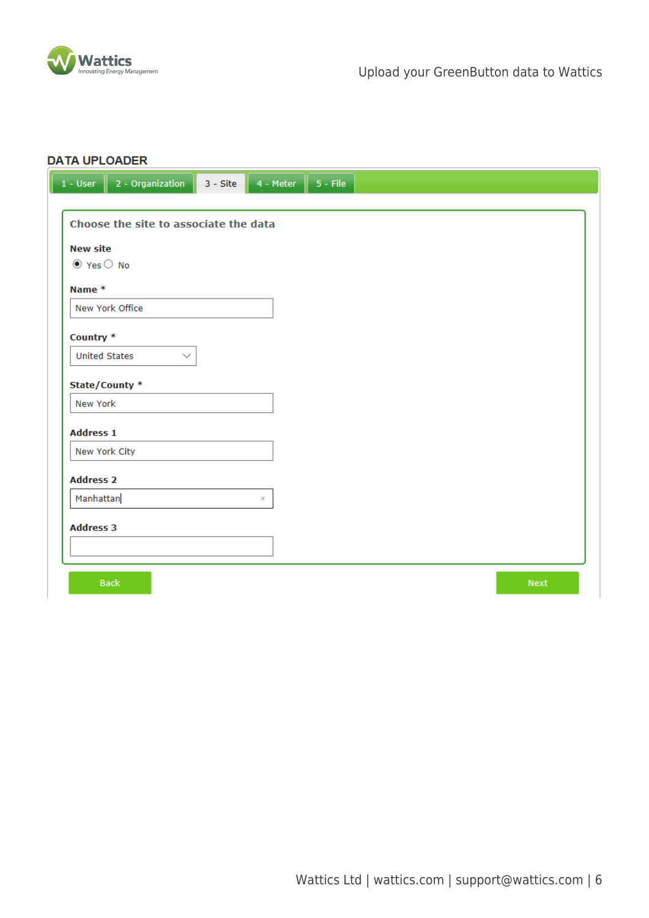## DATA UPLOADER

1 - User | 2 - Organization | 3 - Site | 4 - Meter | 5 - File

**Choose the site to associate the data**

**New site**

◉ Yes ○ No

**Name ***

New York Office

**Country ***

United States

**State/County ***

New York

**Address 1**

New York City

**Address 2**

Manhattan

**Address 3**

Back | Next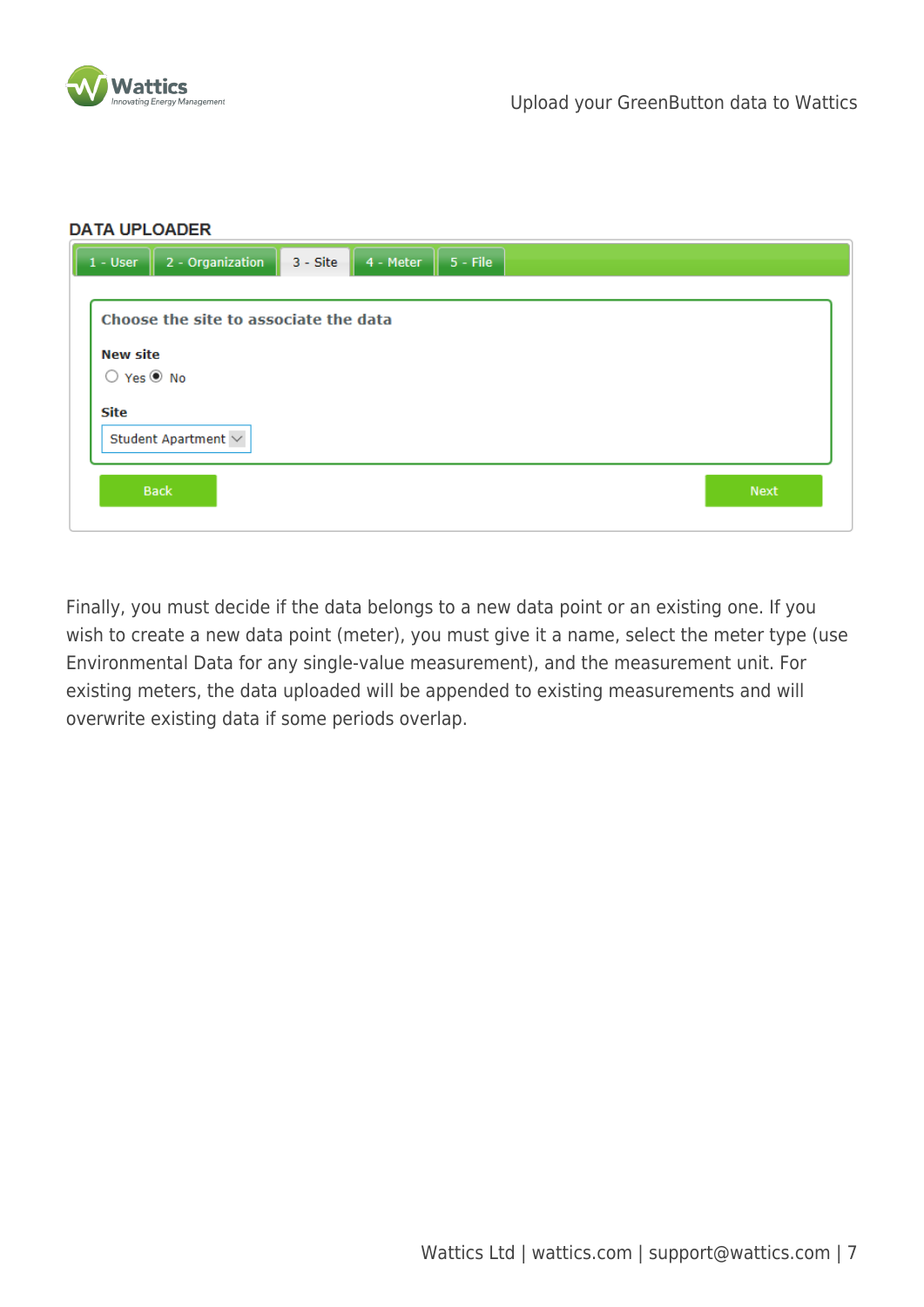**DATA UPLOADER**

1 - User | 2 - Organization | 3 - Site | 4 - Meter | 5 - File

**Choose the site to associate the data**

**New site**

○ Yes ◉ No

**Site**

Student Apartment

Back | Next

Finally, you must decide if the data belongs to a new data point or an existing one. If you wish to create a new data point (meter), you must give it a name, select the meter type (use Environmental Data for any single-value measurement), and the measurement unit. For existing meters, the data uploaded will be appended to existing measurements and will overwrite existing data if some periods overlap.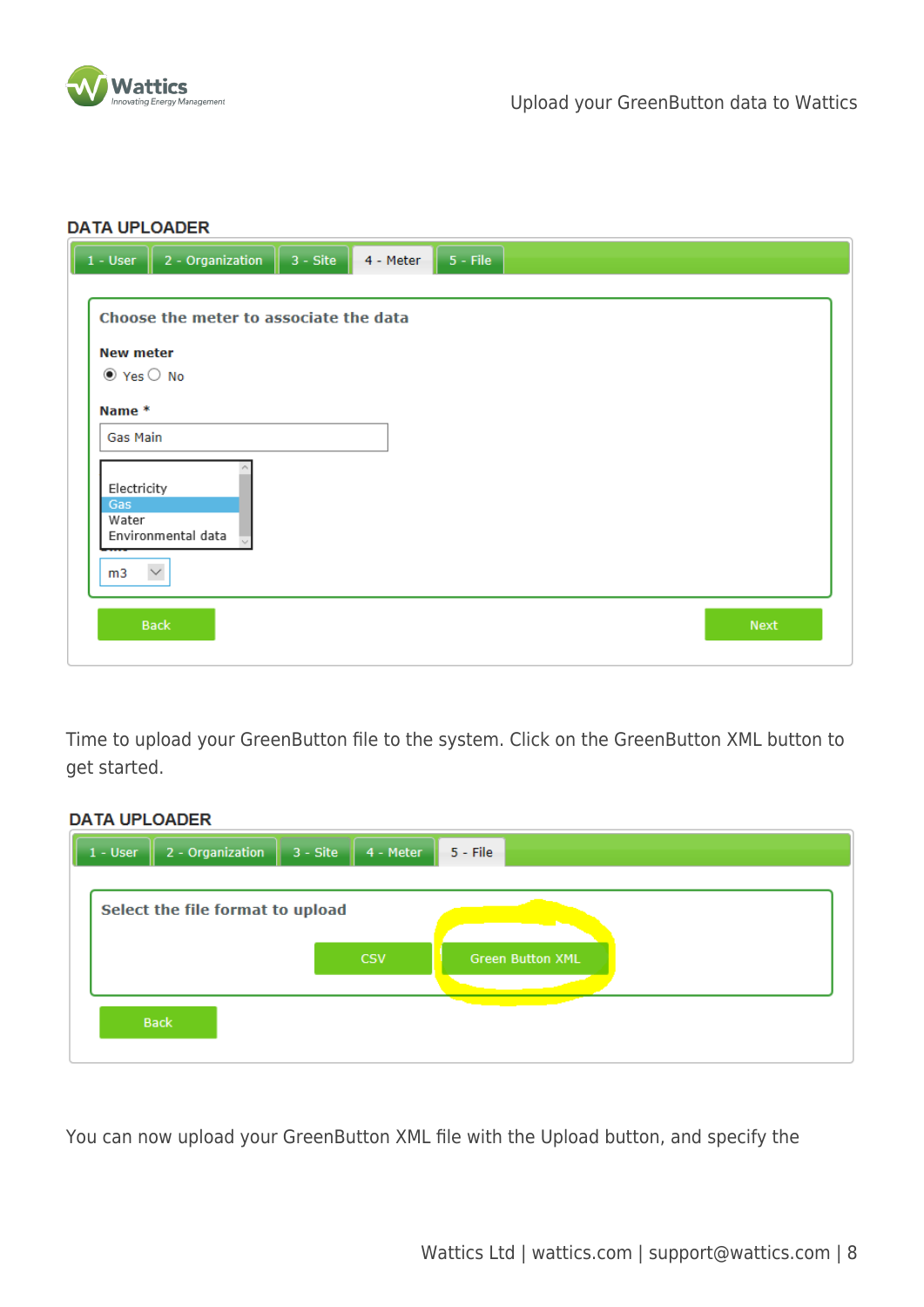Time to upload your GreenButton file to the system. Click on the GreenButton XML button to get started.

You can now upload your GreenButton XML file with the Upload button, and specify the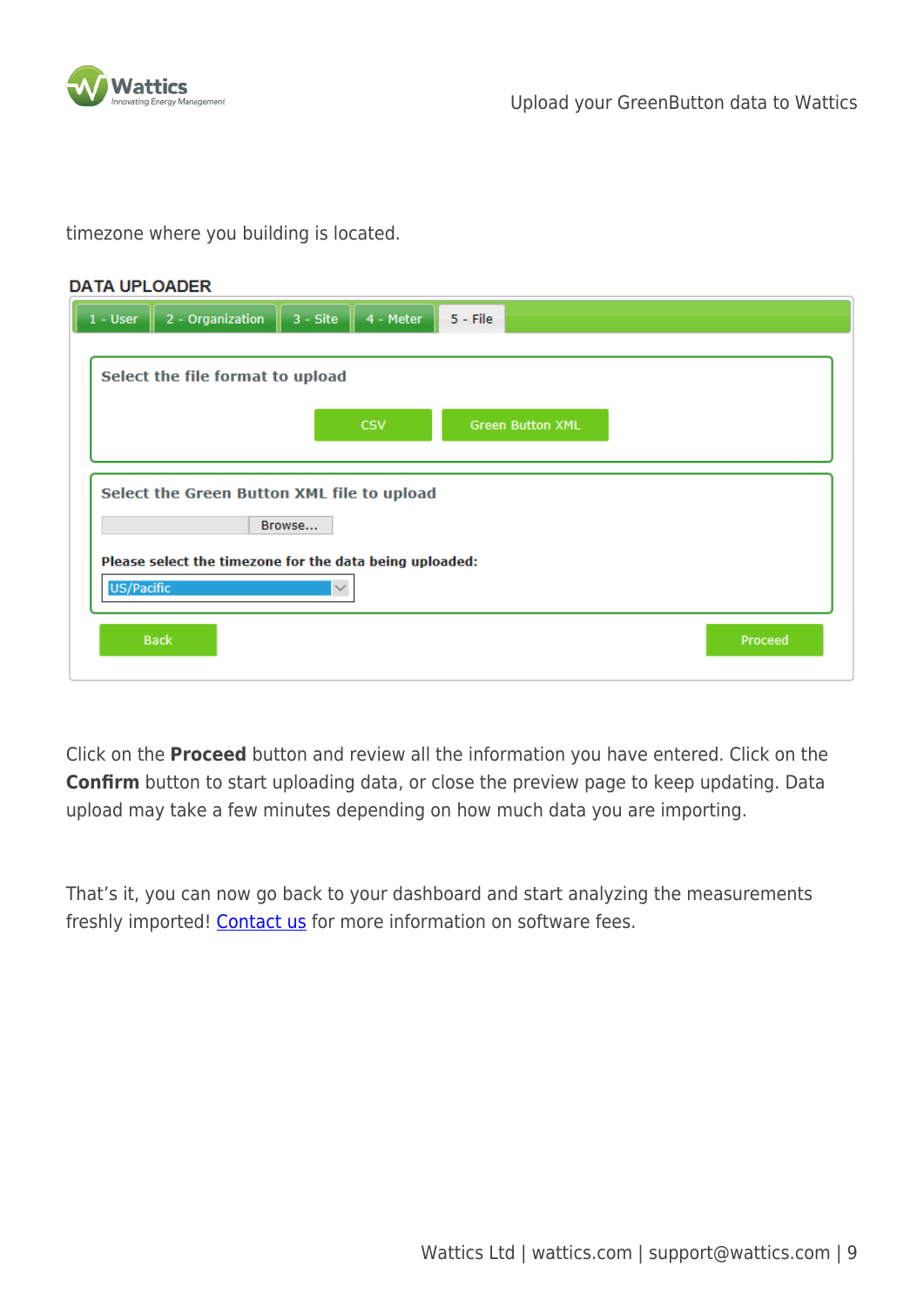timezone where you building is located.

Click on the **Proceed** button and review all the information you have entered. Click on the **Confirm** button to start uploading data, or close the preview page to keep updating. Data upload may take a few minutes depending on how much data you are importing.

That's it, you can now go back to your dashboard and start analyzing the measurements freshly imported! [Contact us](#) for more information on software fees.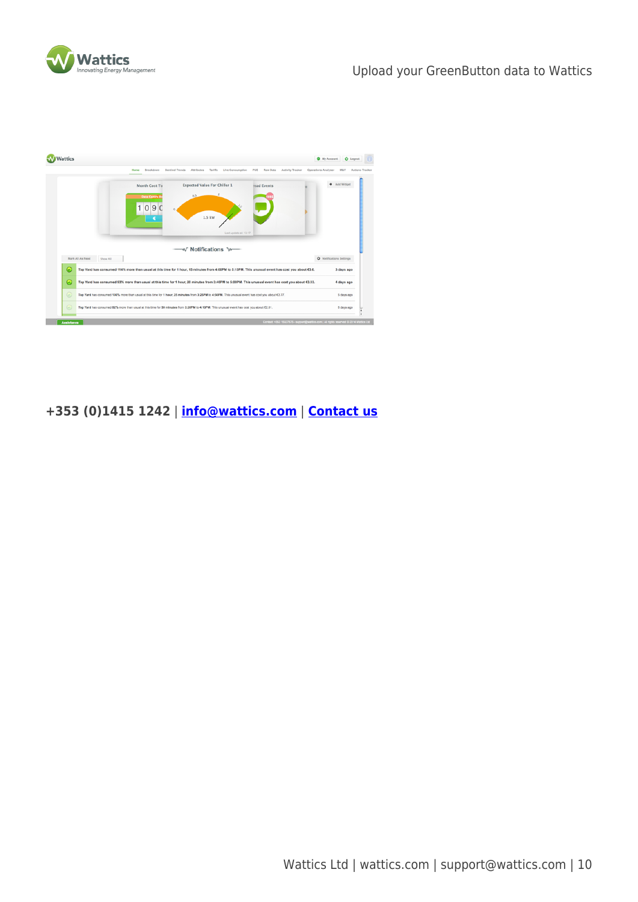+353 (0)1415 1242 | info@wattics.com | Contact us